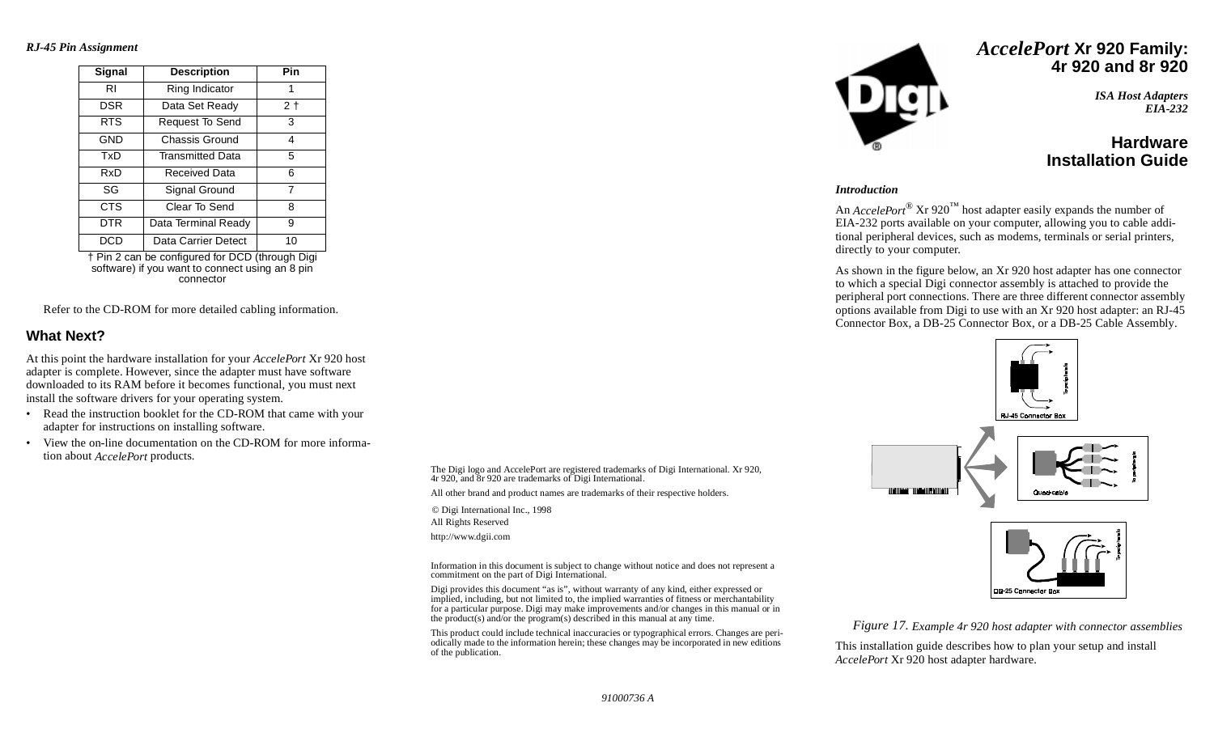# *AccelePort* Xr 920 Family: 4r 920 and 8r 920

*ISA Host Adapters*
*EIA-232*

## Hardware Installation Guide

### *Introduction*

An *AccelePort*® Xr 920™ host adapter easily expands the number of EIA-232 ports available on your computer, allowing you to cable additional peripheral devices, such as modems, terminals or serial printers, directly to your computer.

As shown in the figure below, an Xr 920 host adapter has one connector to which a special Digi connector assembly is attached to provide the peripheral port connections. There are three different connector assembly options available from Digi to use with an Xr 920 host adapter: an RJ-45 Connector Box, a DB-25 Connector Box, or a DB-25 Cable Assembly.

*Figure 17. Example 4r 920 host adapter with connector assemblies*

This installation guide describes how to plan your setup and install *AccelePort* Xr 920 host adapter hardware.

### *RJ-45 Pin Assignment*

| Signal | Description | Pin |
|---|---|---|
| RI | Ring Indicator | 1 |
| DSR | Data Set Ready | 2 † |
| RTS | Request To Send | 3 |
| GND | Chassis Ground | 4 |
| TxD | Transmitted Data | 5 |
| RxD | Received Data | 6 |
| SG | Signal Ground | 7 |
| CTS | Clear To Send | 8 |
| DTR | Data Terminal Ready | 9 |
| DCD | Data Carrier Detect | 10 |

† Pin 2 can be configured for DCD (through Digi software) if you want to connect using an 8 pin connector

Refer to the CD-ROM for more detailed cabling information.

## What Next?

At this point the hardware installation for your *AccelePort* Xr 920 host adapter is complete. However, since the adapter must have software downloaded to its RAM before it becomes functional, you must next install the software drivers for your operating system.

- Read the instruction booklet for the CD-ROM that came with your adapter for instructions on installing software.
- View the on-line documentation on the CD-ROM for more information about *AccelePort* products.

The Digi logo and AccelePort are registered trademarks of Digi International. Xr 920, 4r 920, and 8r 920 are trademarks of Digi International.

All other brand and product names are trademarks of their respective holders.

© Digi International Inc., 1998
All Rights Reserved

http://www.dgii.com

Information in this document is subject to change without notice and does not represent a commitment on the part of Digi International.

Digi provides this document "as is", without warranty of any kind, either expressed or implied, including, but not limited to, the implied warranties of fitness or merchantability for a particular purpose. Digi may make improvements and/or changes in this manual or in the product(s) and/or the program(s) described in this manual at any time.

This product could include technical inaccuracies or typographical errors. Changes are periodically made to the information herein; these changes may be incorporated in new editions of the publication.

91000736 A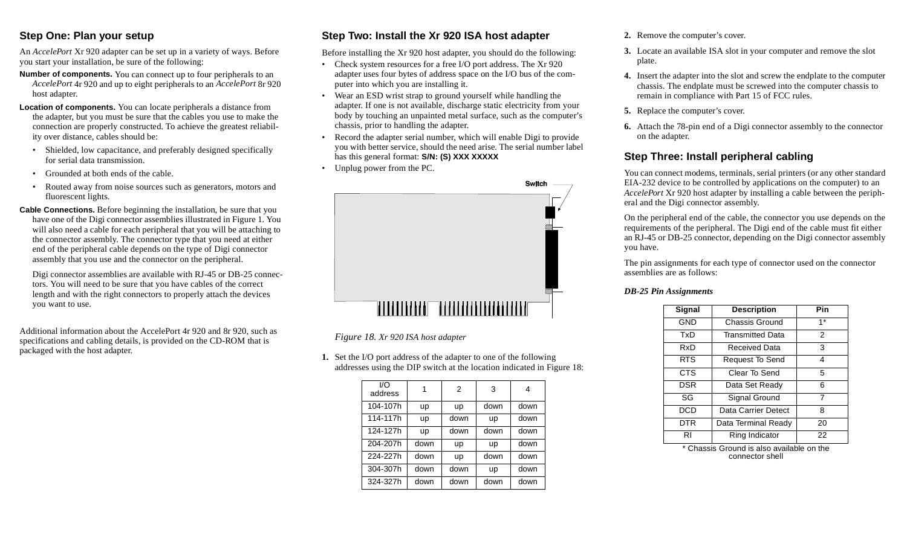## Step One: Plan your setup

An *AccelePort* Xr 920 adapter can be set up in a variety of ways. Before you start your installation, be sure of the following:

**Number of components.** You can connect up to four peripherals to an *AccelePort* 4r 920 and up to eight peripherals to an *AccelePort* 8r 920 host adapter.

**Location of components.** You can locate peripherals a distance from the adapter, but you must be sure that the cables you use to make the connection are properly constructed. To achieve the greatest reliability over distance, cables should be:

- Shielded, low capacitance, and preferably designed specifically for serial data transmission.
- Grounded at both ends of the cable.
- Routed away from noise sources such as generators, motors and fluorescent lights.

**Cable Connections.** Before beginning the installation, be sure that you have one of the Digi connector assemblies illustrated in Figure 1. You will also need a cable for each peripheral that you will be attaching to the connector assembly. The connector type that you need at either end of the peripheral cable depends on the type of Digi connector assembly that you use and the connector on the peripheral.

Digi connector assemblies are available with RJ-45 or DB-25 connectors. You will need to be sure that you have cables of the correct length and with the right connectors to properly attach the devices you want to use.

Additional information about the AccelePort 4r 920 and 8r 920, such as specifications and cabling details, is provided on the CD-ROM that is packaged with the host adapter.

## Step Two: Install the Xr 920 ISA host adapter

Before installing the Xr 920 host adapter, you should do the following:

- Check system resources for a free I/O port address. The Xr 920 adapter uses four bytes of address space on the I/O bus of the computer into which you are installing it.
- Wear an ESD wrist strap to ground yourself while handling the adapter. If one is not available, discharge static electricity from your body by touching an unpainted metal surface, such as the computer's chassis, prior to handling the adapter.
- Record the adapter serial number, which will enable Digi to provide you with better service, should the need arise. The serial number label has this general format: **S/N: (S) XXX XXXXX**
- Unplug power from the PC.

Switch

*Figure 18. Xr 920 ISA host adapter*

1. Set the I/O port address of the adapter to one of the following addresses using the DIP switch at the location indicated in Figure 18:

| I/O address | 1 | 2 | 3 | 4 |
|---|---|---|---|---|
| 104-107h | up | up | down | down |
| 114-117h | up | down | up | down |
| 124-127h | up | down | down | down |
| 204-207h | down | up | up | down |
| 224-227h | down | up | down | down |
| 304-307h | down | down | up | down |
| 324-327h | down | down | down | down |

2. Remove the computer's cover.
3. Locate an available ISA slot in your computer and remove the slot plate.
4. Insert the adapter into the slot and screw the endplate to the computer chassis. The endplate must be screwed into the computer chassis to remain in compliance with Part 15 of FCC rules.
5. Replace the computer's cover.
6. Attach the 78-pin end of a Digi connector assembly to the connector on the adapter.

## Step Three: Install peripheral cabling

You can connect modems, terminals, serial printers (or any other standard EIA-232 device to be controlled by applications on the computer) to an *AccelePort* Xr 920 host adapter by installing a cable between the peripheral and the Digi connector assembly.

On the peripheral end of the cable, the connector you use depends on the requirements of the peripheral. The Digi end of the cable must fit either an RJ-45 or DB-25 connector, depending on the Digi connector assembly you have.

The pin assignments for each type of connector used on the connector assemblies are as follows:

***DB-25 Pin Assignments***

| Signal | Description | Pin |
|---|---|---|
| GND | Chassis Ground | 1* |
| TxD | Transmitted Data | 2 |
| RxD | Received Data | 3 |
| RTS | Request To Send | 4 |
| CTS | Clear To Send | 5 |
| DSR | Data Set Ready | 6 |
| SG | Signal Ground | 7 |
| DCD | Data Carrier Detect | 8 |
| DTR | Data Terminal Ready | 20 |
| RI | Ring Indicator | 22 |

* Chassis Ground is also available on the connector shell